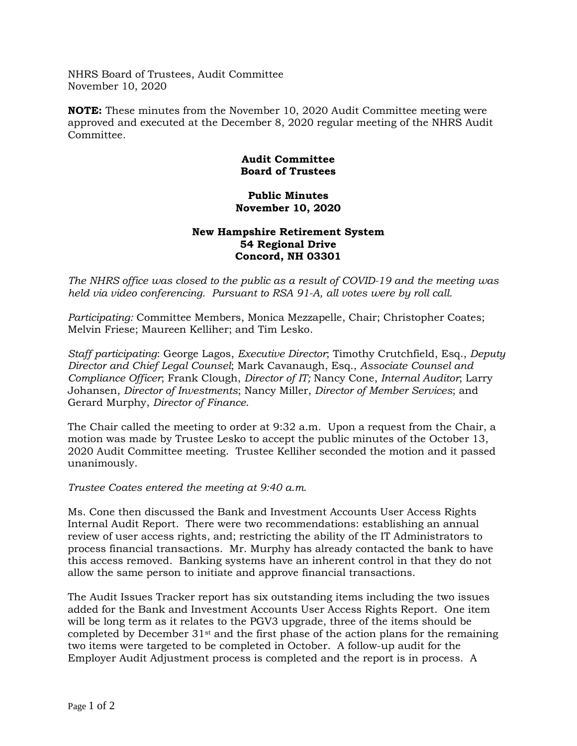NHRS Board of Trustees, Audit Committee
November 10, 2020

**NOTE:** These minutes from the November 10, 2020 Audit Committee meeting were approved and executed at the December 8, 2020 regular meeting of the NHRS Audit Committee.

**Audit Committee**
**Board of Trustees**

**Public Minutes**
**November 10, 2020**

**New Hampshire Retirement System**
**54 Regional Drive**
**Concord, NH 03301**

*The NHRS office was closed to the public as a result of COVID-19 and the meeting was held via video conferencing. Pursuant to RSA 91-A, all votes were by roll call.*

*Participating:* Committee Members, Monica Mezzapelle, Chair; Christopher Coates; Melvin Friese; Maureen Kelliher; and Tim Lesko.

*Staff participating*: George Lagos, *Executive Director*; Timothy Crutchfield, Esq., *Deputy Director and Chief Legal Counsel*; Mark Cavanaugh, Esq., *Associate Counsel and Compliance Officer*; Frank Clough, *Director of IT;* Nancy Cone, *Internal Auditor*; Larry Johansen, *Director of Investments*; Nancy Miller, *Director of Member Services*; and Gerard Murphy, *Director of Finance*.

The Chair called the meeting to order at 9:32 a.m. Upon a request from the Chair, a motion was made by Trustee Lesko to accept the public minutes of the October 13, 2020 Audit Committee meeting. Trustee Kelliher seconded the motion and it passed unanimously.

*Trustee Coates entered the meeting at 9:40 a.m.*

Ms. Cone then discussed the Bank and Investment Accounts User Access Rights Internal Audit Report. There were two recommendations: establishing an annual review of user access rights, and; restricting the ability of the IT Administrators to process financial transactions. Mr. Murphy has already contacted the bank to have this access removed. Banking systems have an inherent control in that they do not allow the same person to initiate and approve financial transactions.

The Audit Issues Tracker report has six outstanding items including the two issues added for the Bank and Investment Accounts User Access Rights Report. One item will be long term as it relates to the PGV3 upgrade, three of the items should be completed by December 31st and the first phase of the action plans for the remaining two items were targeted to be completed in October. A follow-up audit for the Employer Audit Adjustment process is completed and the report is in process. A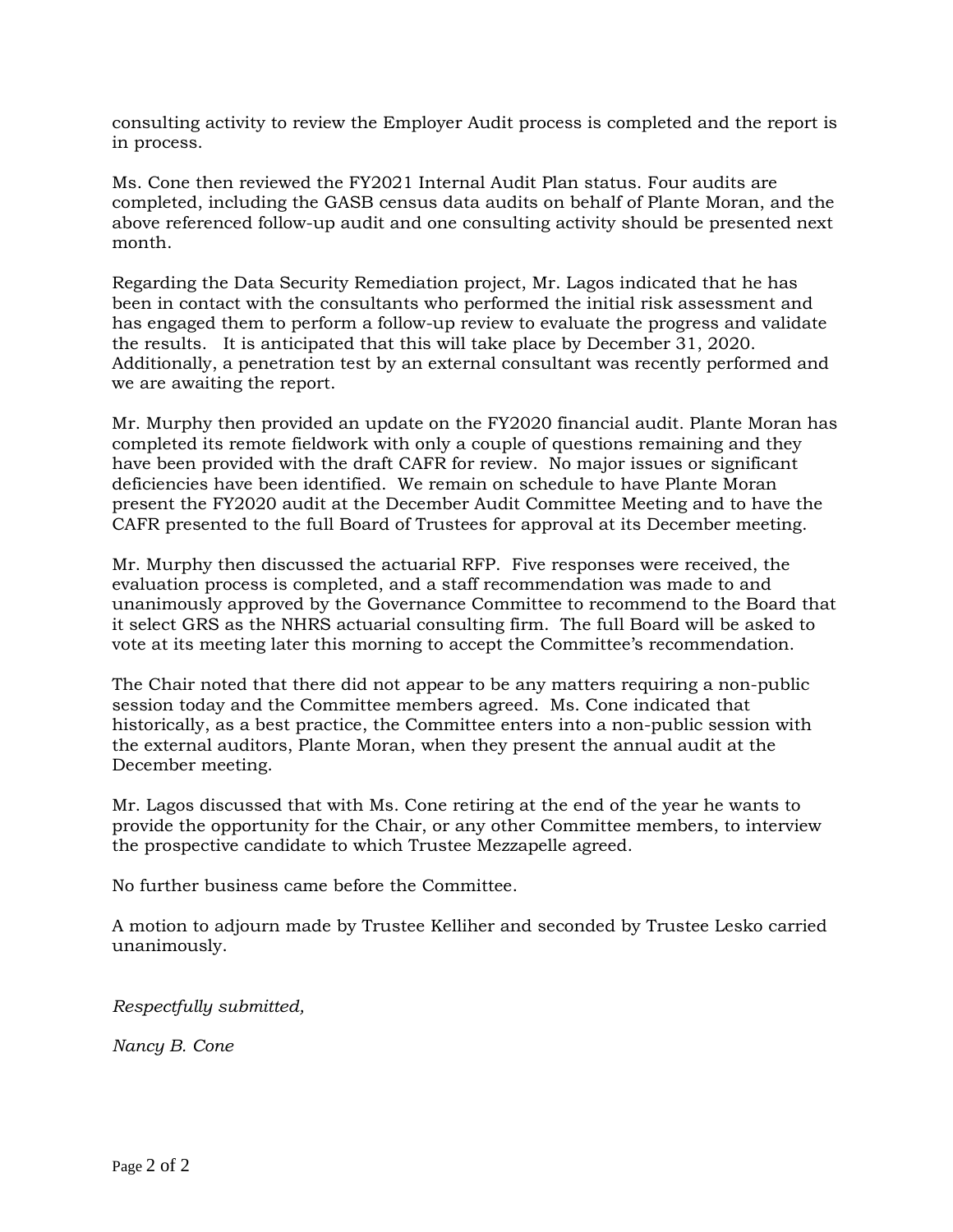consulting activity to review the Employer Audit process is completed and the report is in process.

Ms. Cone then reviewed the FY2021 Internal Audit Plan status. Four audits are completed, including the GASB census data audits on behalf of Plante Moran, and the above referenced follow-up audit and one consulting activity should be presented next month.

Regarding the Data Security Remediation project, Mr. Lagos indicated that he has been in contact with the consultants who performed the initial risk assessment and has engaged them to perform a follow-up review to evaluate the progress and validate the results. It is anticipated that this will take place by December 31, 2020. Additionally, a penetration test by an external consultant was recently performed and we are awaiting the report.

Mr. Murphy then provided an update on the FY2020 financial audit. Plante Moran has completed its remote fieldwork with only a couple of questions remaining and they have been provided with the draft CAFR for review. No major issues or significant deficiencies have been identified. We remain on schedule to have Plante Moran present the FY2020 audit at the December Audit Committee Meeting and to have the CAFR presented to the full Board of Trustees for approval at its December meeting.

Mr. Murphy then discussed the actuarial RFP. Five responses were received, the evaluation process is completed, and a staff recommendation was made to and unanimously approved by the Governance Committee to recommend to the Board that it select GRS as the NHRS actuarial consulting firm. The full Board will be asked to vote at its meeting later this morning to accept the Committee's recommendation.

The Chair noted that there did not appear to be any matters requiring a non-public session today and the Committee members agreed. Ms. Cone indicated that historically, as a best practice, the Committee enters into a non-public session with the external auditors, Plante Moran, when they present the annual audit at the December meeting.

Mr. Lagos discussed that with Ms. Cone retiring at the end of the year he wants to provide the opportunity for the Chair, or any other Committee members, to interview the prospective candidate to which Trustee Mezzapelle agreed.

No further business came before the Committee.

A motion to adjourn made by Trustee Kelliher and seconded by Trustee Lesko carried unanimously.

*Respectfully submitted,*

*Nancy B. Cone*